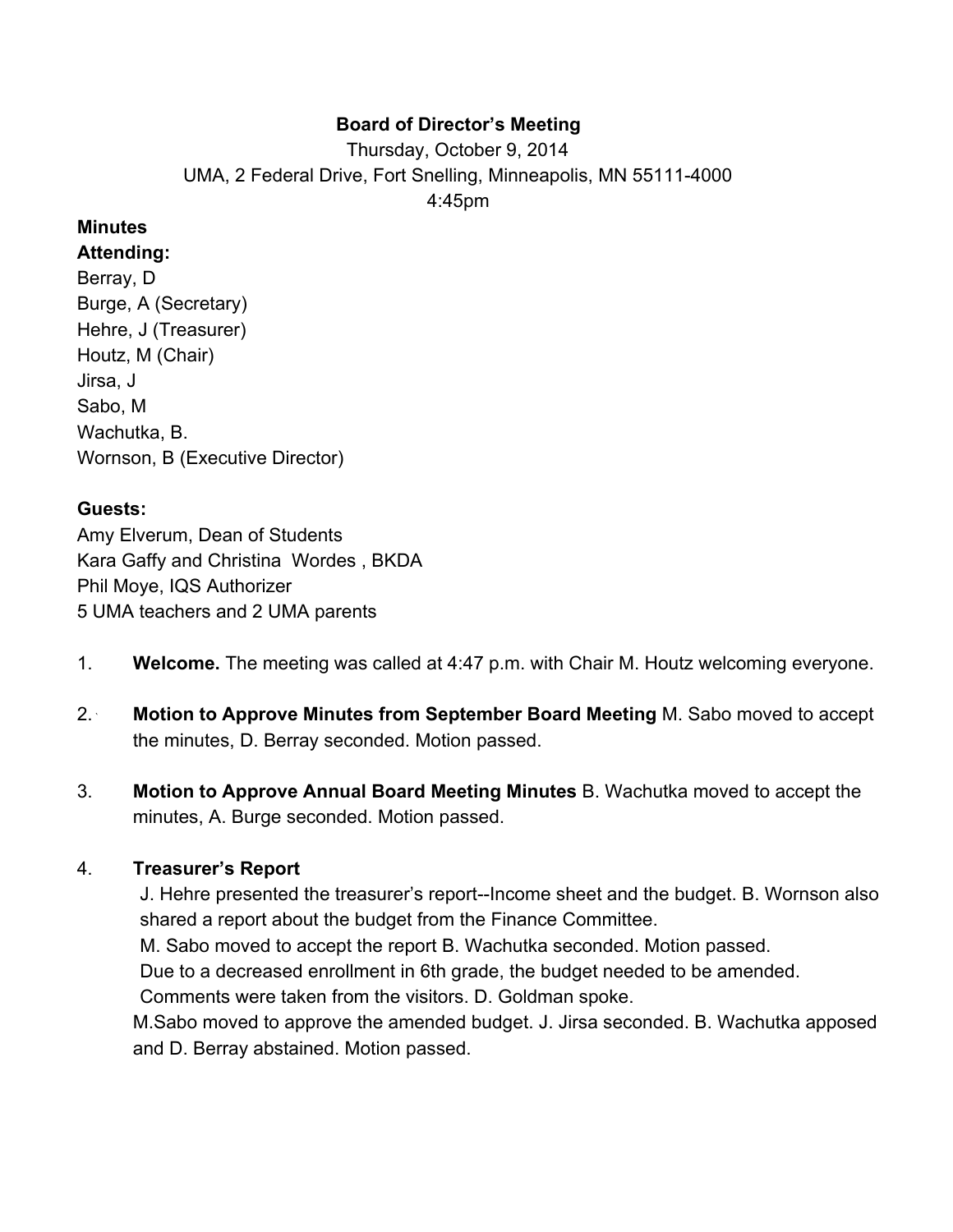**Board of Director's Meeting**

Thursday, October 9, 2014

UMA, 2 Federal Drive, Fort Snelling, Minneapolis, MN 55111-4000

4:45pm

**Minutes**

**Attending:**

Berray, D
Burge, A (Secretary)
Hehre, J (Treasurer)
Houtz, M (Chair)
Jirsa, J
Sabo, M
Wachutka, B.
Wornson, B (Executive Director)

**Guests:**

Amy Elverum, Dean of Students
Kara Gaffy and Christina Wordes , BKDA
Phil Moye, IQS Authorizer
5 UMA teachers and 2 UMA parents

1. **Welcome.** The meeting was called at 4:47 p.m. with Chair M. Houtz welcoming everyone.

2. **Motion to Approve Minutes from September Board Meeting** M. Sabo moved to accept the minutes, D. Berray seconded. Motion passed.

3. **Motion to Approve Annual Board Meeting Minutes** B. Wachutka moved to accept the minutes, A. Burge seconded. Motion passed.

4. **Treasurer's Report**

   J. Hehre presented the treasurer's report--Income sheet and the budget. B. Wornson also shared a report about the budget from the Finance Committee.

   M. Sabo moved to accept the report B. Wachutka seconded. Motion passed.

   Due to a decreased enrollment in 6th grade, the budget needed to be amended.

   Comments were taken from the visitors. D. Goldman spoke.

   M.Sabo moved to approve the amended budget. J. Jirsa seconded. B. Wachutka apposed and D. Berray abstained. Motion passed.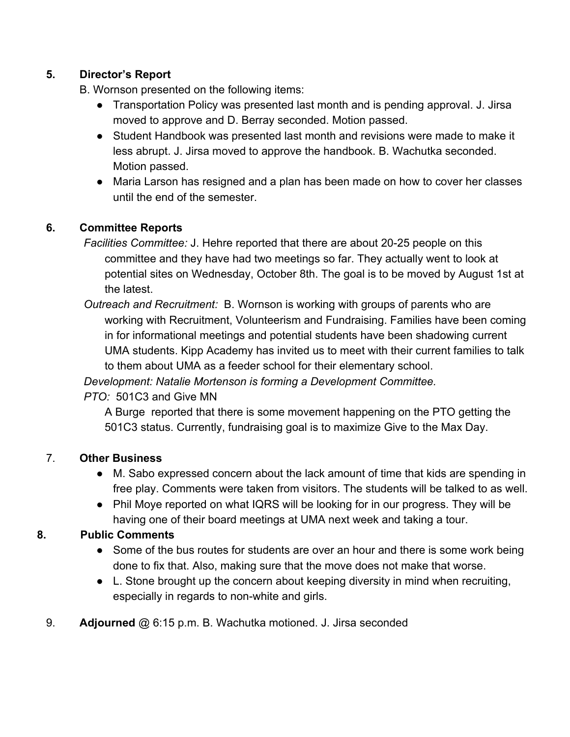## 5. Director's Report

B. Wornson presented on the following items:

- Transportation Policy was presented last month and is pending approval. J. Jirsa moved to approve and D. Berray seconded. Motion passed.
- Student Handbook was presented last month and revisions were made to make it less abrupt. J. Jirsa moved to approve the handbook. B. Wachutka seconded. Motion passed.
- Maria Larson has resigned and a plan has been made on how to cover her classes until the end of the semester.

## 6. Committee Reports

*Facilities Committee:* J. Hehre reported that there are about 20-25 people on this committee and they have had two meetings so far. They actually went to look at potential sites on Wednesday, October 8th. The goal is to be moved by August 1st at the latest.

*Outreach and Recruitment:* B. Wornson is working with groups of parents who are working with Recruitment, Volunteerism and Fundraising. Families have been coming in for informational meetings and potential students have been shadowing current UMA students. Kipp Academy has invited us to meet with their current families to talk to them about UMA as a feeder school for their elementary school.

*Development: Natalie Mortenson is forming a Development Committee.*

*PTO:* 501C3 and Give MN

A Burge reported that there is some movement happening on the PTO getting the 501C3 status. Currently, fundraising goal is to maximize Give to the Max Day.

## 7. Other Business

- M. Sabo expressed concern about the lack amount of time that kids are spending in free play. Comments were taken from visitors. The students will be talked to as well.
- Phil Moye reported on what IQRS will be looking for in our progress. They will be having one of their board meetings at UMA next week and taking a tour.

## 8. Public Comments

- Some of the bus routes for students are over an hour and there is some work being done to fix that. Also, making sure that the move does not make that worse.
- L. Stone brought up the concern about keeping diversity in mind when recruiting, especially in regards to non-white and girls.

9. **Adjourned** @ 6:15 p.m. B. Wachutka motioned. J. Jirsa seconded